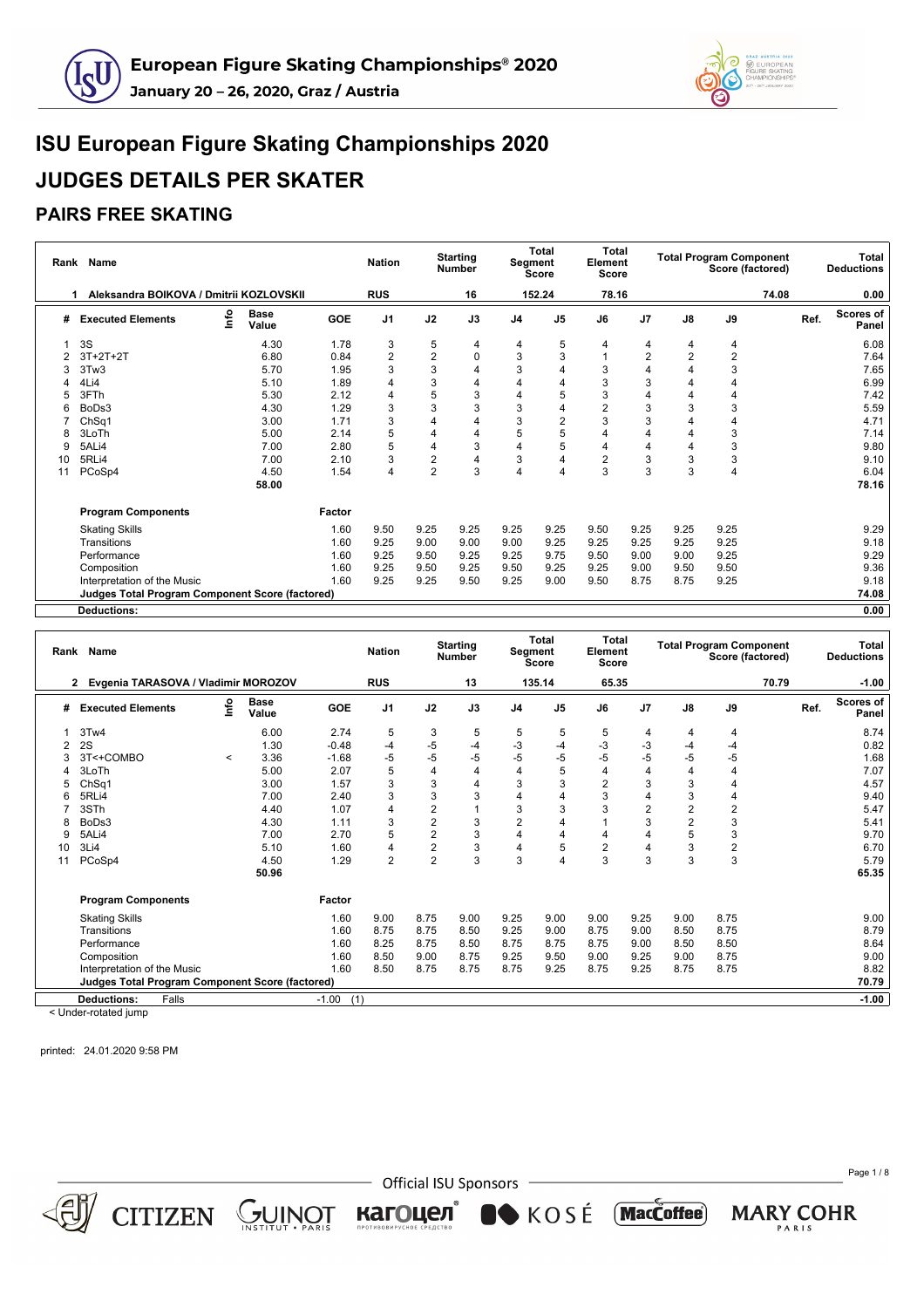# ISU European Figure Skating Championships 2020

# JUDGES DETAILS PER SKATER

## PAIRS FREE SKATING

| Rank | Name | Nation | Starting Number | Total Segment Score | Total Element Score | Total Program Component Score (factored) | Total Deductions |
|---|---|---|---|---|---|---|---|
| 1 | Aleksandra BOIKOVA / Dmitrii KOZLOVSKII | RUS | 16 | 152.24 | 78.16 | 74.08 | 0.00 |

| # | Executed Elements | Info | Base Value | GOE | J1 | J2 | J3 | J4 | J5 | J6 | J7 | J8 | J9 | Ref. | Scores of Panel |
|---|---|---|---|---|---|---|---|---|---|---|---|---|---|---|---|
| 1 | 3S | | 4.30 | 1.78 | 3 | 5 | 4 | 4 | 5 | 4 | 4 | 4 | 4 | | 6.08 |
| 2 | 3T+2T+2T | | 6.80 | 0.84 | 2 | 2 | 0 | 3 | 3 | 1 | 2 | 2 | 2 | | 7.64 |
| 3 | 3Tw3 | | 5.70 | 1.95 | 3 | 3 | 4 | 3 | 4 | 3 | 4 | 4 | 3 | | 7.65 |
| 4 | 4Li4 | | 5.10 | 1.89 | 4 | 3 | 4 | 4 | 4 | 3 | 3 | 4 | 4 | | 6.99 |
| 5 | 3FTh | | 5.30 | 2.12 | 4 | 5 | 3 | 4 | 5 | 3 | 4 | 4 | 4 | | 7.42 |
| 6 | BoDs3 | | 4.30 | 1.29 | 3 | 3 | 3 | 3 | 4 | 2 | 3 | 3 | 3 | | 5.59 |
| 7 | ChSq1 | | 3.00 | 1.71 | 3 | 4 | 4 | 3 | 2 | 3 | 3 | 4 | 4 | | 4.71 |
| 8 | 3LoTh | | 5.00 | 2.14 | 5 | 4 | 4 | 5 | 5 | 4 | 4 | 4 | 3 | | 7.14 |
| 9 | 5ALi4 | | 7.00 | 2.80 | 5 | 4 | 3 | 4 | 5 | 4 | 4 | 4 | 3 | | 9.80 |
| 10 | 5RLi4 | | 7.00 | 2.10 | 3 | 2 | 4 | 3 | 4 | 2 | 3 | 3 | 3 | | 9.10 |
| 11 | PCoSp4 | | 4.50 | 1.54 | 4 | 2 | 3 | 4 | 4 | 3 | 3 | 3 | 4 | | 6.04 |
| | | | 58.00 | | | | | | | | | | | | 78.16 |

| Program Components | Factor | J1 | J2 | J3 | J4 | J5 | J6 | J7 | J8 | J9 | Ref. | Scores of Panel |
|---|---|---|---|---|---|---|---|---|---|---|---|---|
| Skating Skills | 1.60 | 9.50 | 9.25 | 9.25 | 9.25 | 9.25 | 9.50 | 9.25 | 9.25 | 9.25 | | 9.29 |
| Transitions | 1.60 | 9.25 | 9.00 | 9.00 | 9.00 | 9.25 | 9.25 | 9.25 | 9.25 | 9.25 | | 9.18 |
| Performance | 1.60 | 9.25 | 9.50 | 9.25 | 9.25 | 9.75 | 9.50 | 9.00 | 9.00 | 9.25 | | 9.29 |
| Composition | 1.60 | 9.25 | 9.50 | 9.25 | 9.50 | 9.25 | 9.25 | 9.00 | 9.50 | 9.50 | | 9.36 |
| Interpretation of the Music | 1.60 | 9.25 | 9.25 | 9.50 | 9.25 | 9.00 | 9.50 | 8.75 | 8.75 | 9.25 | | 9.18 |
| **Judges Total Program Component Score (factored)** | | | | | | | | | | | | 74.08 |
| **Deductions:** | | | | | | | | | | | | 0.00 |

| Rank | Name | Nation | Starting Number | Total Segment Score | Total Element Score | Total Program Component Score (factored) | Total Deductions |
|---|---|---|---|---|---|---|---|
| 2 | Evgenia TARASOVA / Vladimir MOROZOV | RUS | 13 | 135.14 | 65.35 | 70.79 | -1.00 |

| # | Executed Elements | Info | Base Value | GOE | J1 | J2 | J3 | J4 | J5 | J6 | J7 | J8 | J9 | Ref. | Scores of Panel |
|---|---|---|---|---|---|---|---|---|---|---|---|---|---|---|---|
| 1 | 3Tw4 | | 6.00 | 2.74 | 5 | 3 | 5 | 5 | 5 | 5 | 4 | 4 | 4 | | 8.74 |
| 2 | 2S | | 1.30 | -0.48 | -4 | -5 | -4 | -3 | -4 | -3 | -3 | -4 | -4 | | 0.82 |
| 3 | 3T<+COMBO | < | 3.36 | -1.68 | -5 | -5 | -5 | -5 | -5 | -5 | -5 | -5 | -5 | | 1.68 |
| 4 | 3LoTh | | 5.00 | 2.07 | 5 | 4 | 4 | 4 | 5 | 4 | 4 | 4 | 4 | | 7.07 |
| 5 | ChSq1 | | 3.00 | 1.57 | 3 | 3 | 4 | 3 | 3 | 2 | 3 | 3 | 4 | | 4.57 |
| 6 | 5RLi4 | | 7.00 | 2.40 | 3 | 3 | 3 | 4 | 4 | 3 | 4 | 3 | 4 | | 9.40 |
| 7 | 3STh | | 4.40 | 1.07 | 4 | 2 | 1 | 3 | 3 | 3 | 2 | 2 | 2 | | 5.47 |
| 8 | BoDs3 | | 4.30 | 1.11 | 3 | 2 | 3 | 2 | 4 | 1 | 3 | 2 | 3 | | 5.41 |
| 9 | 5ALi4 | | 7.00 | 2.70 | 5 | 2 | 3 | 4 | 4 | 4 | 4 | 5 | 3 | | 9.70 |
| 10 | 3Li4 | | 5.10 | 1.60 | 4 | 2 | 3 | 4 | 5 | 2 | 4 | 3 | 2 | | 6.70 |
| 11 | PCoSp4 | | 4.50 | 1.29 | 2 | 2 | 3 | 3 | 4 | 3 | 3 | 3 | 3 | | 5.79 |
| | | | 50.96 | | | | | | | | | | | | 65.35 |

| Program Components | Factor | J1 | J2 | J3 | J4 | J5 | J6 | J7 | J8 | J9 | Ref. | Scores of Panel |
|---|---|---|---|---|---|---|---|---|---|---|---|---|
| Skating Skills | 1.60 | 9.00 | 8.75 | 9.00 | 9.25 | 9.00 | 9.00 | 9.25 | 9.00 | 8.75 | | 9.00 |
| Transitions | 1.60 | 8.75 | 8.75 | 8.50 | 9.25 | 9.00 | 8.75 | 9.00 | 8.50 | 8.75 | | 8.79 |
| Performance | 1.60 | 8.25 | 8.75 | 8.50 | 8.75 | 8.75 | 8.75 | 9.00 | 8.50 | 8.50 | | 8.64 |
| Composition | 1.60 | 8.50 | 9.00 | 8.75 | 9.25 | 9.50 | 9.00 | 9.25 | 9.00 | 8.75 | | 9.00 |
| Interpretation of the Music | 1.60 | 8.50 | 8.75 | 8.75 | 8.75 | 9.25 | 8.75 | 9.25 | 8.75 | 8.75 | | 8.82 |
| **Judges Total Program Component Score (factored)** | | | | | | | | | | | | 70.79 |
| **Deductions:** Falls | -1.00 (1) | | | | | | | | | | | -1.00 |

< Under-rotated jump

printed: 24.01.2020 9:58 PM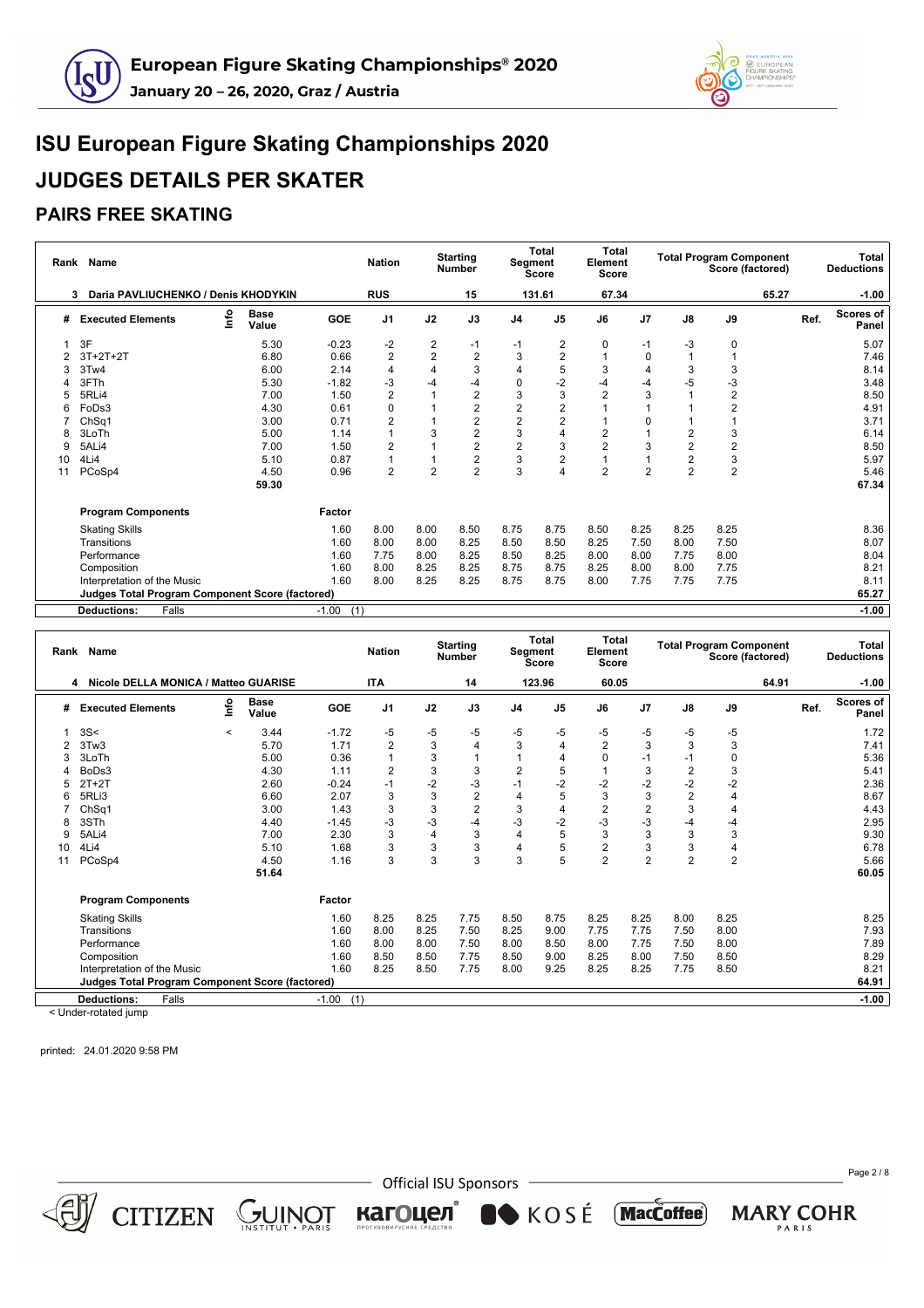# ISU European Figure Skating Championships 2020

# JUDGES DETAILS PER SKATER

## PAIRS FREE SKATING

| Rank | Name | Nation | Starting Number | Total Segment Score | Total Element Score | Total Program Component Score (factored) | Total Deductions |
|---|---|---|---|---|---|---|---|
| 3 | Daria PAVLIUCHENKO / Denis KHODYKIN | RUS | 15 | 131.61 | 67.34 | 65.27 | -1.00 |

| # | Executed Elements | Info | Base Value | GOE | J1 | J2 | J3 | J4 | J5 | J6 | J7 | J8 | J9 | Ref. | Scores of Panel |
|---|---|---|---|---|---|---|---|---|---|---|---|---|---|---|---|
| 1 | 3F | | 5.30 | -0.23 | -2 | 2 | -1 | -1 | 2 | 0 | -1 | -3 | 0 | | 5.07 |
| 2 | 3T+2T+2T | | 6.80 | 0.66 | 2 | 2 | 2 | 3 | 2 | 1 | 0 | 1 | 1 | | 7.46 |
| 3 | 3Tw4 | | 6.00 | 2.14 | 4 | 4 | 3 | 4 | 5 | 3 | 4 | 3 | 3 | | 8.14 |
| 4 | 3FTh | | 5.30 | -1.82 | -3 | -4 | -4 | 0 | -2 | -4 | -4 | -5 | -3 | | 3.48 |
| 5 | 5RLi4 | | 7.00 | 1.50 | 2 | 1 | 2 | 3 | 3 | 2 | 3 | 1 | 2 | | 8.50 |
| 6 | FoDs3 | | 4.30 | 0.61 | 0 | 1 | 2 | 2 | 2 | 1 | 1 | 1 | 2 | | 4.91 |
| 7 | ChSq1 | | 3.00 | 0.71 | 2 | 1 | 2 | 2 | 2 | 1 | 0 | 1 | 1 | | 3.71 |
| 8 | 3LoTh | | 5.00 | 1.14 | 1 | 3 | 2 | 3 | 4 | 2 | 1 | 2 | 3 | | 6.14 |
| 9 | 5ALi4 | | 7.00 | 1.50 | 2 | 1 | 2 | 2 | 3 | 2 | 3 | 2 | 2 | | 8.50 |
| 10 | 4Li4 | | 5.10 | 0.87 | 1 | 1 | 2 | 3 | 2 | 1 | 1 | 2 | 3 | | 5.97 |
| 11 | PCoSp4 | | 4.50 | 0.96 | 2 | 2 | 2 | 3 | 4 | 2 | 2 | 2 | 2 | | 5.46 |
| | | | 59.30 | | | | | | | | | | | | 67.34 |

| Program Components | Factor | J1 | J2 | J3 | J4 | J5 | J6 | J7 | J8 | J9 | Ref. | Scores of Panel |
|---|---|---|---|---|---|---|---|---|---|---|---|---|
| Skating Skills | 1.60 | 8.00 | 8.00 | 8.50 | 8.75 | 8.75 | 8.50 | 8.25 | 8.25 | 8.25 | | 8.36 |
| Transitions | 1.60 | 8.00 | 8.00 | 8.25 | 8.50 | 8.50 | 8.25 | 7.50 | 8.00 | 7.50 | | 8.07 |
| Performance | 1.60 | 7.75 | 8.00 | 8.25 | 8.50 | 8.25 | 8.00 | 8.00 | 7.75 | 8.00 | | 8.04 |
| Composition | 1.60 | 8.00 | 8.25 | 8.25 | 8.75 | 8.75 | 8.25 | 8.00 | 8.00 | 7.75 | | 8.21 |
| Interpretation of the Music | 1.60 | 8.00 | 8.25 | 8.25 | 8.75 | 8.75 | 8.00 | 7.75 | 7.75 | 7.75 | | 8.11 |
| **Judges Total Program Component Score (factored)** | | | | | | | | | | | | 65.27 |
| **Deductions:** Falls | -1.00 (1) | | | | | | | | | | | -1.00 |

| Rank | Name | Nation | Starting Number | Total Segment Score | Total Element Score | Total Program Component Score (factored) | Total Deductions |
|---|---|---|---|---|---|---|---|
| 4 | Nicole DELLA MONICA / Matteo GUARISE | ITA | 14 | 123.96 | 60.05 | 64.91 | -1.00 |

| # | Executed Elements | Info | Base Value | GOE | J1 | J2 | J3 | J4 | J5 | J6 | J7 | J8 | J9 | Ref. | Scores of Panel |
|---|---|---|---|---|---|---|---|---|---|---|---|---|---|---|---|
| 1 | 3S< | < | 3.44 | -1.72 | -5 | -5 | -5 | -5 | -5 | -5 | -5 | -5 | -5 | | 1.72 |
| 2 | 3Tw3 | | 5.70 | 1.71 | 2 | 3 | 4 | 3 | 4 | 2 | 3 | 3 | 3 | | 7.41 |
| 3 | 3LoTh | | 5.00 | 0.36 | 1 | 3 | 1 | 1 | 4 | 0 | -1 | -1 | 0 | | 5.36 |
| 4 | BoDs3 | | 4.30 | 1.11 | 2 | 3 | 3 | 2 | 5 | 1 | 3 | 2 | 3 | | 5.41 |
| 5 | 2T+2T | | 2.60 | -0.24 | -1 | -2 | -3 | -1 | -2 | -2 | -2 | -2 | -2 | | 2.36 |
| 6 | 5RLi3 | | 6.60 | 2.07 | 3 | 3 | 2 | 4 | 5 | 3 | 3 | 2 | 4 | | 8.67 |
| 7 | ChSq1 | | 3.00 | 1.43 | 3 | 3 | 2 | 3 | 4 | 2 | 2 | 3 | 4 | | 4.43 |
| 8 | 3STh | | 4.40 | -1.45 | -3 | -3 | -4 | -3 | -2 | -3 | -3 | -4 | -4 | | 2.95 |
| 9 | 5ALi4 | | 7.00 | 2.30 | 3 | 4 | 3 | 4 | 5 | 3 | 3 | 3 | 3 | | 9.30 |
| 10 | 4Li4 | | 5.10 | 1.68 | 3 | 3 | 3 | 4 | 5 | 2 | 3 | 3 | 4 | | 6.78 |
| 11 | PCoSp4 | | 4.50 | 1.16 | 3 | 3 | 3 | 3 | 5 | 2 | 2 | 2 | 2 | | 5.66 |
| | | | 51.64 | | | | | | | | | | | | 60.05 |

| Program Components | Factor | J1 | J2 | J3 | J4 | J5 | J6 | J7 | J8 | J9 | Ref. | Scores of Panel |
|---|---|---|---|---|---|---|---|---|---|---|---|---|
| Skating Skills | 1.60 | 8.25 | 8.25 | 7.75 | 8.50 | 8.75 | 8.25 | 8.25 | 8.00 | 8.25 | | 8.25 |
| Transitions | 1.60 | 8.00 | 8.25 | 7.50 | 8.25 | 9.00 | 7.75 | 7.75 | 7.50 | 8.00 | | 7.93 |
| Performance | 1.60 | 8.00 | 8.00 | 7.50 | 8.00 | 8.50 | 8.00 | 7.75 | 7.50 | 8.00 | | 7.89 |
| Composition | 1.60 | 8.50 | 8.50 | 7.75 | 8.50 | 9.00 | 8.25 | 8.00 | 7.50 | 8.50 | | 8.29 |
| Interpretation of the Music | 1.60 | 8.25 | 8.50 | 7.75 | 8.00 | 9.25 | 8.25 | 8.25 | 7.75 | 8.50 | | 8.21 |
| **Judges Total Program Component Score (factored)** | | | | | | | | | | | | 64.91 |
| **Deductions:** Falls | -1.00 (1) | | | | | | | | | | | -1.00 |

< Under-rotated jump

printed: 24.01.2020 9:58 PM

Official ISU Sponsors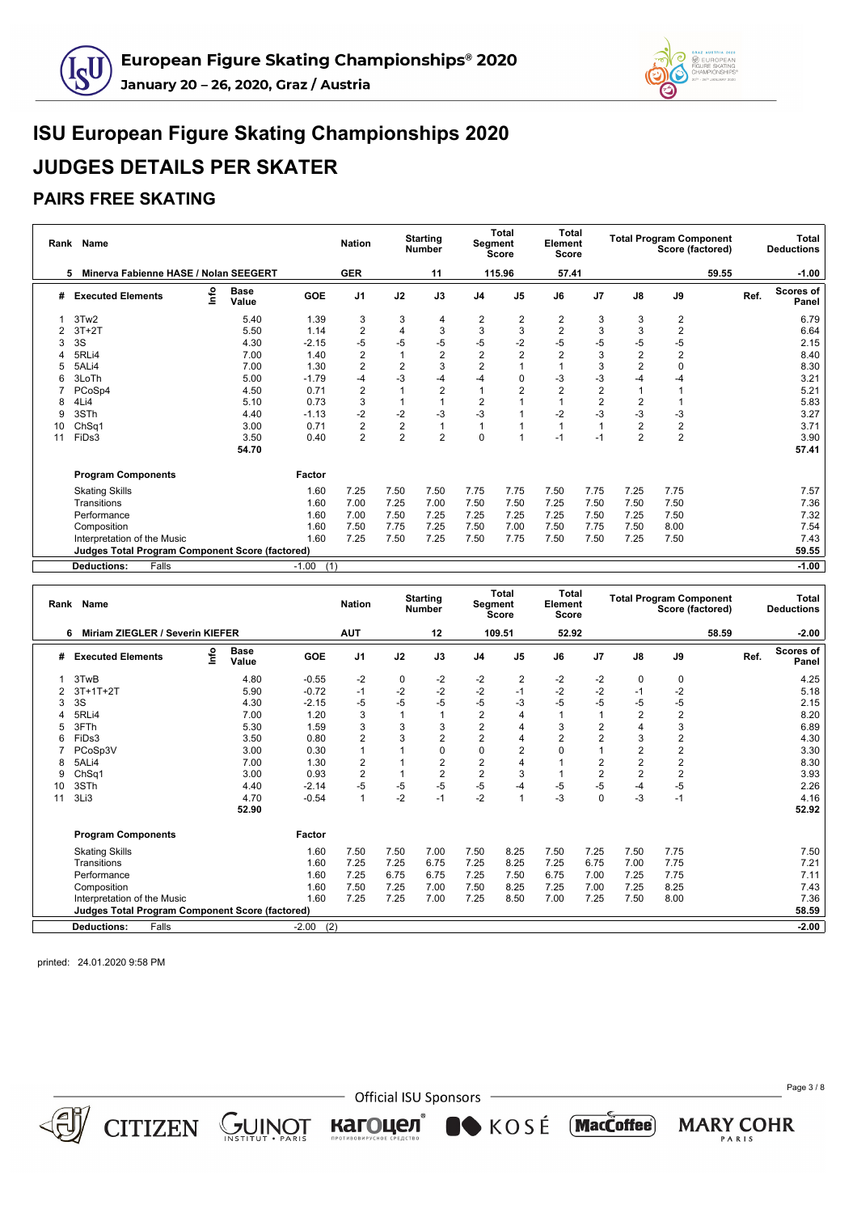# ISU European Figure Skating Championships 2020

# JUDGES DETAILS PER SKATER

## PAIRS FREE SKATING

| Rank | Name | Nation | Starting Number | Total Segment Score | Total Element Score | Total Program Component Score (factored) | Total Deductions |
|---|---|---|---|---|---|---|---|
| 5 | Minerva Fabienne HASE / Nolan SEEGERT | GER | 11 | 115.96 | 57.41 | 59.55 | -1.00 |

| # | Executed Elements | Info | Base Value | GOE | J1 | J2 | J3 | J4 | J5 | J6 | J7 | J8 | J9 | Ref. | Scores of Panel |
|---|---|---|---|---|---|---|---|---|---|---|---|---|---|---|---|
| 1 | 3Tw2 | | 5.40 | 1.39 | 3 | 3 | 4 | 2 | 2 | 2 | 3 | 3 | 2 | | 6.79 |
| 2 | 3T+2T | | 5.50 | 1.14 | 2 | 4 | 3 | 3 | 3 | 2 | 3 | 3 | 2 | | 6.64 |
| 3 | 3S | | 4.30 | -2.15 | -5 | -5 | -5 | -5 | -2 | -5 | -5 | -5 | -5 | | 2.15 |
| 4 | 5RLi4 | | 7.00 | 1.40 | 2 | 1 | 2 | 2 | 2 | 2 | 3 | 2 | 2 | | 8.40 |
| 5 | 5ALi4 | | 7.00 | 1.30 | 2 | 2 | 3 | 2 | 1 | 1 | 3 | 2 | 0 | | 8.30 |
| 6 | 3LoTh | | 5.00 | -1.79 | -4 | -3 | -4 | -4 | 0 | -3 | -3 | -4 | -4 | | 3.21 |
| 7 | PCoSp4 | | 4.50 | 0.71 | 2 | 1 | 2 | 1 | 2 | 2 | 2 | 1 | 1 | | 5.21 |
| 8 | 4Li4 | | 5.10 | 0.73 | 3 | 1 | 1 | 2 | 1 | 1 | 2 | 2 | 1 | | 5.83 |
| 9 | 3STh | | 4.40 | -1.13 | -2 | -2 | -3 | -3 | 1 | -2 | -3 | -3 | -3 | | 3.27 |
| 10 | ChSq1 | | 3.00 | 0.71 | 2 | 2 | 1 | 1 | 1 | 1 | 1 | 2 | 2 | | 3.71 |
| 11 | FiDs3 | | 3.50 | 0.40 | 2 | 2 | 2 | 0 | 1 | -1 | -1 | 2 | 2 | | 3.90 |
| | | | 54.70 | | | | | | | | | | | | 57.41 |

| Program Components | Factor | J1 | J2 | J3 | J4 | J5 | J6 | J7 | J8 | J9 | Scores of Panel |
|---|---|---|---|---|---|---|---|---|---|---|---|
| Skating Skills | 1.60 | 7.25 | 7.50 | 7.50 | 7.75 | 7.75 | 7.50 | 7.75 | 7.25 | 7.75 | 7.57 |
| Transitions | 1.60 | 7.00 | 7.25 | 7.00 | 7.50 | 7.50 | 7.25 | 7.50 | 7.50 | 7.50 | 7.36 |
| Performance | 1.60 | 7.00 | 7.50 | 7.25 | 7.25 | 7.25 | 7.25 | 7.50 | 7.25 | 7.50 | 7.32 |
| Composition | 1.60 | 7.50 | 7.75 | 7.25 | 7.50 | 7.00 | 7.50 | 7.75 | 7.50 | 8.00 | 7.54 |
| Interpretation of the Music | 1.60 | 7.25 | 7.50 | 7.25 | 7.50 | 7.75 | 7.50 | 7.50 | 7.25 | 7.50 | 7.43 |
| **Judges Total Program Component Score (factored)** | | | | | | | | | | | **59.55** |
| **Deductions:** Falls | -1.00 (1) | | | | | | | | | | **-1.00** |

| Rank | Name | Nation | Starting Number | Total Segment Score | Total Element Score | Total Program Component Score (factored) | Total Deductions |
|---|---|---|---|---|---|---|---|
| 6 | Miriam ZIEGLER / Severin KIEFER | AUT | 12 | 109.51 | 52.92 | 58.59 | -2.00 |

| # | Executed Elements | Info | Base Value | GOE | J1 | J2 | J3 | J4 | J5 | J6 | J7 | J8 | J9 | Ref. | Scores of Panel |
|---|---|---|---|---|---|---|---|---|---|---|---|---|---|---|---|
| 1 | 3TwB | | 4.80 | -0.55 | -2 | 0 | -2 | -2 | 2 | -2 | -2 | 0 | 0 | | 4.25 |
| 2 | 3T+1T+2T | | 5.90 | -0.72 | -1 | -2 | -2 | -2 | -1 | -2 | -2 | -1 | -2 | | 5.18 |
| 3 | 3S | | 4.30 | -2.15 | -5 | -5 | -5 | -5 | -3 | -5 | -5 | -5 | -5 | | 2.15 |
| 4 | 5RLi4 | | 7.00 | 1.20 | 3 | 1 | 1 | 2 | 4 | 1 | 1 | 2 | 2 | | 8.20 |
| 5 | 3FTh | | 5.30 | 1.59 | 3 | 3 | 3 | 2 | 4 | 3 | 2 | 4 | 3 | | 6.89 |
| 6 | FiDs3 | | 3.50 | 0.80 | 2 | 3 | 2 | 2 | 4 | 2 | 2 | 3 | 2 | | 4.30 |
| 7 | PCoSp3V | | 3.00 | 0.30 | 1 | 1 | 0 | 0 | 2 | 0 | 1 | 2 | 2 | | 3.30 |
| 8 | 5ALi4 | | 7.00 | 1.30 | 2 | 1 | 2 | 2 | 4 | 1 | 2 | 2 | 2 | | 8.30 |
| 9 | ChSq1 | | 3.00 | 0.93 | 2 | 1 | 2 | 2 | 3 | 1 | 2 | 2 | 2 | | 3.93 |
| 10 | 3STh | | 4.40 | -2.14 | -5 | -5 | -5 | -5 | -4 | -5 | -5 | -4 | -5 | | 2.26 |
| 11 | 3Li3 | | 4.70 | -0.54 | 1 | -2 | -1 | -2 | 1 | -3 | 0 | -3 | -1 | | 4.16 |
| | | | 52.90 | | | | | | | | | | | | 52.92 |

| Program Components | Factor | J1 | J2 | J3 | J4 | J5 | J6 | J7 | J8 | J9 | Scores of Panel |
|---|---|---|---|---|---|---|---|---|---|---|---|
| Skating Skills | 1.60 | 7.50 | 7.50 | 7.00 | 7.50 | 8.25 | 7.50 | 7.25 | 7.50 | 7.75 | 7.50 |
| Transitions | 1.60 | 7.25 | 7.25 | 6.75 | 7.25 | 8.25 | 7.25 | 6.75 | 7.00 | 7.75 | 7.21 |
| Performance | 1.60 | 7.25 | 6.75 | 6.75 | 7.25 | 7.50 | 6.75 | 7.00 | 7.25 | 7.75 | 7.11 |
| Composition | 1.60 | 7.50 | 7.25 | 7.00 | 7.50 | 8.25 | 7.25 | 7.00 | 7.25 | 8.25 | 7.43 |
| Interpretation of the Music | 1.60 | 7.25 | 7.25 | 7.00 | 7.25 | 8.50 | 7.00 | 7.25 | 7.50 | 8.00 | 7.36 |
| **Judges Total Program Component Score (factored)** | | | | | | | | | | | **58.59** |
| **Deductions:** Falls | -2.00 (2) | | | | | | | | | | **-2.00** |

printed: 24.01.2020 9:58 PM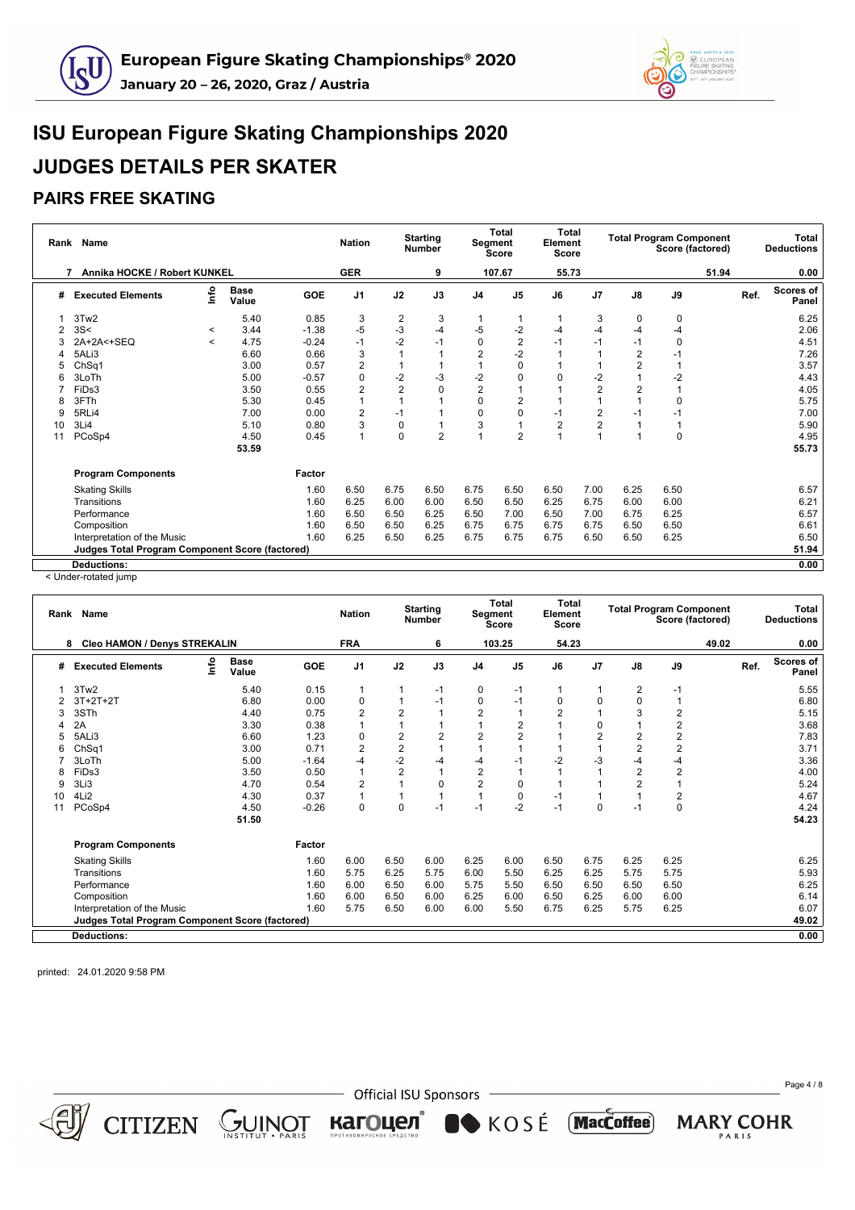# ISU European Figure Skating Championships 2020

# JUDGES DETAILS PER SKATER

## PAIRS FREE SKATING

| Rank | Name | Nation | Starting Number | Total Segment Score | Total Element Score | Total Program Component Score (factored) | Total Deductions |
|---|---|---|---|---|---|---|---|
| 7 | Annika HOCKE / Robert KUNKEL | GER | 9 | 107.67 | 55.73 | 51.94 | 0.00 |

| # | Executed Elements | Info | Base Value | GOE | J1 | J2 | J3 | J4 | J5 | J6 | J7 | J8 | J9 | Ref. | Scores of Panel |
|---|---|---|---|---|---|---|---|---|---|---|---|---|---|---|---|
| 1 | 3Tw2 | | 5.40 | 0.85 | 3 | 2 | 3 | 1 | 1 | 1 | 3 | 0 | 0 | | 6.25 |
| 2 | 3S< | < | 3.44 | -1.38 | -5 | -3 | -4 | -5 | -2 | -4 | -4 | -4 | -4 | | 2.06 |
| 3 | 2A+2A<+SEQ | < | 4.75 | -0.24 | -1 | -2 | -1 | 0 | 2 | -1 | -1 | -1 | 0 | | 4.51 |
| 4 | 5ALi3 | | 6.60 | 0.66 | 3 | 1 | 1 | 2 | -2 | 1 | 1 | 2 | -1 | | 7.26 |
| 5 | ChSq1 | | 3.00 | 0.57 | 2 | 1 | 1 | 1 | 0 | 1 | 1 | 2 | 1 | | 3.57 |
| 6 | 3LoTh | | 5.00 | -0.57 | 0 | -2 | -3 | -2 | 0 | 0 | -2 | 1 | -2 | | 4.43 |
| 7 | FiDs3 | | 3.50 | 0.55 | 2 | 2 | 0 | 2 | 1 | 1 | 2 | 2 | 1 | | 4.05 |
| 8 | 3FTh | | 5.30 | 0.45 | 1 | 1 | 1 | 0 | 2 | 1 | 1 | 1 | 0 | | 5.75 |
| 9 | 5RLi4 | | 7.00 | 0.00 | 2 | -1 | 1 | 0 | 0 | -1 | 2 | -1 | -1 | | 7.00 |
| 10 | 3Li4 | | 5.10 | 0.80 | 3 | 0 | 1 | 3 | 1 | 2 | 2 | 1 | 1 | | 5.90 |
| 11 | PCoSp4 | | 4.50 | 0.45 | 1 | 0 | 2 | 1 | 2 | 1 | 1 | 1 | 0 | | 4.95 |
| | | | 53.59 | | | | | | | | | | | | 55.73 |

| Program Components | Factor | J1 | J2 | J3 | J4 | J5 | J6 | J7 | J8 | J9 | Scores of Panel |
|---|---|---|---|---|---|---|---|---|---|---|---|
| Skating Skills | 1.60 | 6.50 | 6.75 | 6.50 | 6.75 | 6.50 | 6.50 | 7.00 | 6.25 | 6.50 | 6.57 |
| Transitions | 1.60 | 6.25 | 6.00 | 6.00 | 6.50 | 6.50 | 6.25 | 6.75 | 6.00 | 6.00 | 6.21 |
| Performance | 1.60 | 6.50 | 6.50 | 6.25 | 6.50 | 7.00 | 6.50 | 7.00 | 6.75 | 6.25 | 6.57 |
| Composition | 1.60 | 6.50 | 6.50 | 6.25 | 6.75 | 6.75 | 6.75 | 6.75 | 6.50 | 6.50 | 6.61 |
| Interpretation of the Music | 1.60 | 6.25 | 6.50 | 6.25 | 6.75 | 6.75 | 6.75 | 6.50 | 6.50 | 6.25 | 6.50 |
| **Judges Total Program Component Score (factored)** | | | | | | | | | | | 51.94 |
| **Deductions:** | | | | | | | | | | | 0.00 |

< Under-rotated jump

| Rank | Name | Nation | Starting Number | Total Segment Score | Total Element Score | Total Program Component Score (factored) | Total Deductions |
|---|---|---|---|---|---|---|---|
| 8 | Cleo HAMON / Denys STREKALIN | FRA | 6 | 103.25 | 54.23 | 49.02 | 0.00 |

| # | Executed Elements | Info | Base Value | GOE | J1 | J2 | J3 | J4 | J5 | J6 | J7 | J8 | J9 | Ref. | Scores of Panel |
|---|---|---|---|---|---|---|---|---|---|---|---|---|---|---|---|
| 1 | 3Tw2 | | 5.40 | 0.15 | 1 | 1 | -1 | 0 | -1 | 1 | 1 | 2 | -1 | | 5.55 |
| 2 | 3T+2T+2T | | 6.80 | 0.00 | 0 | 1 | -1 | 0 | -1 | 0 | 0 | 0 | 1 | | 6.80 |
| 3 | 3STh | | 4.40 | 0.75 | 2 | 2 | 1 | 2 | 1 | 2 | 1 | 3 | 2 | | 5.15 |
| 4 | 2A | | 3.30 | 0.38 | 1 | 1 | 1 | 1 | 2 | 1 | 0 | 1 | 2 | | 3.68 |
| 5 | 5ALi3 | | 6.60 | 1.23 | 0 | 2 | 2 | 2 | 2 | 1 | 2 | 2 | 2 | | 7.83 |
| 6 | ChSq1 | | 3.00 | 0.71 | 2 | 2 | 1 | 1 | 1 | 1 | 1 | 2 | 2 | | 3.71 |
| 7 | 3LoTh | | 5.00 | -1.64 | -4 | -2 | -4 | -4 | -1 | -2 | -3 | -4 | -4 | | 3.36 |
| 8 | FiDs3 | | 3.50 | 0.50 | 1 | 2 | 1 | 2 | 1 | 1 | 1 | 2 | 2 | | 4.00 |
| 9 | 3Li3 | | 4.70 | 0.54 | 2 | 1 | 0 | 2 | 0 | 1 | 1 | 2 | 1 | | 5.24 |
| 10 | 4Li2 | | 4.30 | 0.37 | 1 | 1 | 1 | 1 | 0 | -1 | 1 | 1 | 2 | | 4.67 |
| 11 | PCoSp4 | | 4.50 | -0.26 | 0 | 0 | -1 | -1 | -2 | -1 | 0 | -1 | 0 | | 4.24 |
| | | | 51.50 | | | | | | | | | | | | 54.23 |

| Program Components | Factor | J1 | J2 | J3 | J4 | J5 | J6 | J7 | J8 | J9 | Scores of Panel |
|---|---|---|---|---|---|---|---|---|---|---|---|
| Skating Skills | 1.60 | 6.00 | 6.50 | 6.00 | 6.25 | 6.00 | 6.50 | 6.75 | 6.25 | 6.25 | 6.25 |
| Transitions | 1.60 | 5.75 | 6.25 | 5.75 | 6.00 | 5.50 | 6.25 | 6.25 | 5.75 | 5.75 | 5.93 |
| Performance | 1.60 | 6.00 | 6.50 | 6.00 | 5.75 | 5.50 | 6.50 | 6.50 | 6.50 | 6.50 | 6.25 |
| Composition | 1.60 | 6.00 | 6.50 | 6.00 | 6.25 | 6.00 | 6.50 | 6.25 | 6.00 | 6.00 | 6.14 |
| Interpretation of the Music | 1.60 | 5.75 | 6.50 | 6.00 | 6.00 | 5.50 | 6.75 | 6.25 | 5.75 | 6.25 | 6.07 |
| **Judges Total Program Component Score (factored)** | | | | | | | | | | | 49.02 |
| **Deductions:** | | | | | | | | | | | 0.00 |

printed: 24.01.2020 9:58 PM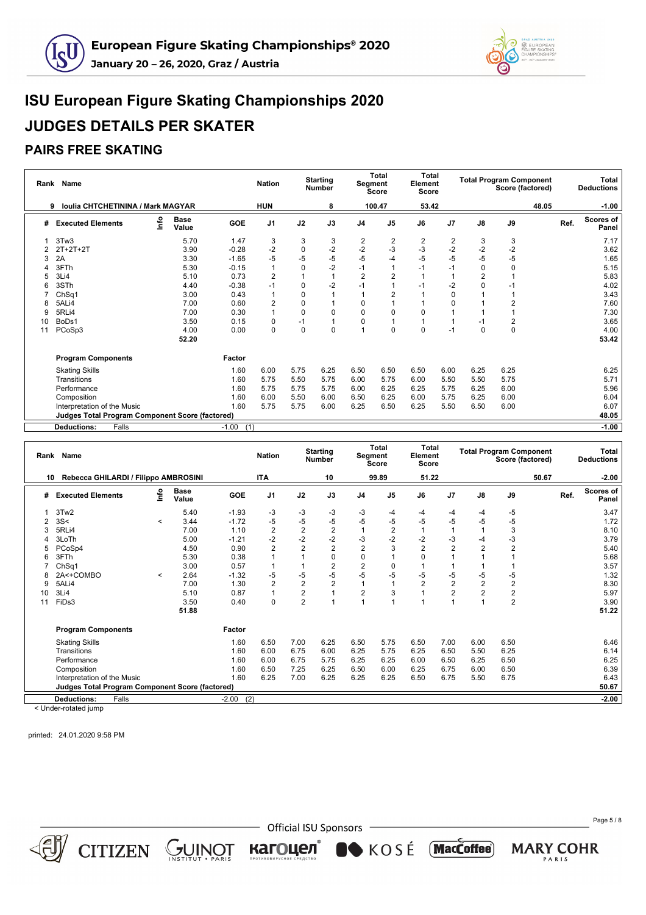# ISU European Figure Skating Championships 2020

# JUDGES DETAILS PER SKATER

## PAIRS FREE SKATING

| Rank | Name | Nation | Starting Number | Total Segment Score | Total Element Score | Total Program Component Score (factored) | Total Deductions |
|---|---|---|---|---|---|---|---|
| 9 | Ioulia CHTCHETININA / Mark MAGYAR | HUN | 8 | 100.47 | 53.42 | 48.05 | -1.00 |

| # | Executed Elements | Info | Base Value | GOE | J1 | J2 | J3 | J4 | J5 | J6 | J7 | J8 | J9 | Ref. | Scores of Panel |
|---|---|---|---|---|---|---|---|---|---|---|---|---|---|---|---|
| 1 | 3Tw3 | | 5.70 | 1.47 | 3 | 3 | 3 | 2 | 2 | 2 | 2 | 3 | 3 | | 7.17 |
| 2 | 2T+2T+2T | | 3.90 | -0.28 | -2 | 0 | -2 | -2 | -3 | -3 | -2 | -2 | -2 | | 3.62 |
| 3 | 2A | | 3.30 | -1.65 | -5 | -5 | -5 | -5 | -4 | -5 | -5 | -5 | -5 | | 1.65 |
| 4 | 3FTh | | 5.30 | -0.15 | 1 | 0 | -2 | -1 | 1 | -1 | -1 | 0 | 0 | | 5.15 |
| 5 | 3Li4 | | 5.10 | 0.73 | 2 | 1 | 1 | 2 | 2 | 1 | 1 | 2 | 1 | | 5.83 |
| 6 | 3STh | | 4.40 | -0.38 | -1 | 0 | -2 | -1 | 1 | -1 | -2 | 0 | -1 | | 4.02 |
| 7 | ChSq1 | | 3.00 | 0.43 | 1 | 0 | 1 | 1 | 2 | 1 | 0 | 1 | 1 | | 3.43 |
| 8 | 5ALi4 | | 7.00 | 0.60 | 2 | 0 | 1 | 0 | 1 | 1 | 0 | 1 | 2 | | 7.60 |
| 9 | 5RLi4 | | 7.00 | 0.30 | 1 | 0 | 0 | 0 | 0 | 0 | 1 | 1 | 1 | | 7.30 |
| 10 | BoDs1 | | 3.50 | 0.15 | 0 | -1 | 1 | 0 | 1 | 1 | 1 | -1 | 2 | | 3.65 |
| 11 | PCoSp3 | | 4.00 | 0.00 | 0 | 0 | 0 | 1 | 0 | 0 | -1 | 0 | 0 | | 4.00 |
| | | | 52.20 | | | | | | | | | | | | 53.42 |

| Program Components | Factor | J1 | J2 | J3 | J4 | J5 | J6 | J7 | J8 | J9 | Ref. | Scores of Panel |
|---|---|---|---|---|---|---|---|---|---|---|---|---|
| Skating Skills | 1.60 | 6.00 | 5.75 | 6.25 | 6.50 | 6.50 | 6.50 | 6.00 | 6.25 | 6.25 | | 6.25 |
| Transitions | 1.60 | 5.75 | 5.50 | 5.75 | 6.00 | 5.75 | 6.00 | 5.50 | 5.50 | 5.75 | | 5.71 |
| Performance | 1.60 | 5.75 | 5.75 | 5.75 | 6.00 | 6.25 | 6.25 | 5.75 | 6.25 | 6.00 | | 5.96 |
| Composition | 1.60 | 6.00 | 5.50 | 6.00 | 6.50 | 6.25 | 6.00 | 5.75 | 6.25 | 6.00 | | 6.04 |
| Interpretation of the Music | 1.60 | 5.75 | 5.75 | 6.00 | 6.25 | 6.50 | 6.25 | 5.50 | 6.50 | 6.00 | | 6.07 |
| Judges Total Program Component Score (factored) | | | | | | | | | | | | 48.05 |
| Deductions: Falls | -1.00 (1) | | | | | | | | | | | -1.00 |

| Rank | Name | Nation | Starting Number | Total Segment Score | Total Element Score | Total Program Component Score (factored) | Total Deductions |
|---|---|---|---|---|---|---|---|
| 10 | Rebecca GHILARDI / Filippo AMBROSINI | ITA | 10 | 99.89 | 51.22 | 50.67 | -2.00 |

| # | Executed Elements | Info | Base Value | GOE | J1 | J2 | J3 | J4 | J5 | J6 | J7 | J8 | J9 | Ref. | Scores of Panel |
|---|---|---|---|---|---|---|---|---|---|---|---|---|---|---|---|
| 1 | 3Tw2 | | 5.40 | -1.93 | -3 | -3 | -3 | -3 | -4 | -4 | -4 | -4 | -5 | | 3.47 |
| 2 | 3S< | < | 3.44 | -1.72 | -5 | -5 | -5 | -5 | -5 | -5 | -5 | -5 | -5 | | 1.72 |
| 3 | 5RLi4 | | 7.00 | 1.10 | 2 | 2 | 2 | 1 | 2 | 1 | 1 | 1 | 3 | | 8.10 |
| 4 | 3LoTh | | 5.00 | -1.21 | -2 | -2 | -2 | -3 | -2 | -2 | -3 | -4 | -3 | | 3.79 |
| 5 | PCoSp4 | | 4.50 | 0.90 | 2 | 2 | 2 | 2 | 3 | 2 | 2 | 2 | 2 | | 5.40 |
| 6 | 3FTh | | 5.30 | 0.38 | 1 | 1 | 0 | 0 | 1 | 0 | 1 | 1 | 1 | | 5.68 |
| 7 | ChSq1 | | 3.00 | 0.57 | 1 | 1 | 2 | 2 | 0 | 1 | 1 | 1 | 1 | | 3.57 |
| 8 | 2A<+COMBO | < | 2.64 | -1.32 | -5 | -5 | -5 | -5 | -5 | -5 | -5 | -5 | -5 | | 1.32 |
| 9 | 5ALi4 | | 7.00 | 1.30 | 2 | 2 | 2 | 1 | 1 | 2 | 2 | 2 | 2 | | 8.30 |
| 10 | 3Li4 | | 5.10 | 0.87 | 1 | 2 | 1 | 2 | 3 | 1 | 2 | 2 | 2 | | 5.97 |
| 11 | FiDs3 | | 3.50 | 0.40 | 0 | 2 | 1 | 1 | 1 | 1 | 1 | 1 | 2 | | 3.90 |
| | | | 51.88 | | | | | | | | | | | | 51.22 |

| Program Components | Factor | J1 | J2 | J3 | J4 | J5 | J6 | J7 | J8 | J9 | Ref. | Scores of Panel |
|---|---|---|---|---|---|---|---|---|---|---|---|---|
| Skating Skills | 1.60 | 6.50 | 7.00 | 6.25 | 6.50 | 5.75 | 6.50 | 7.00 | 6.00 | 6.50 | | 6.46 |
| Transitions | 1.60 | 6.00 | 6.75 | 6.00 | 6.25 | 5.75 | 6.25 | 6.50 | 5.50 | 6.25 | | 6.14 |
| Performance | 1.60 | 6.00 | 6.75 | 5.75 | 6.25 | 6.25 | 6.00 | 6.50 | 6.25 | 6.50 | | 6.25 |
| Composition | 1.60 | 6.50 | 7.25 | 6.25 | 6.50 | 6.00 | 6.25 | 6.75 | 6.00 | 6.50 | | 6.39 |
| Interpretation of the Music | 1.60 | 6.25 | 7.00 | 6.25 | 6.25 | 6.25 | 6.50 | 6.75 | 5.50 | 6.75 | | 6.43 |
| Judges Total Program Component Score (factored) | | | | | | | | | | | | 50.67 |
| Deductions: Falls | -2.00 (2) | | | | | | | | | | | -2.00 |

< Under-rotated jump

printed: 24.01.2020 9:58 PM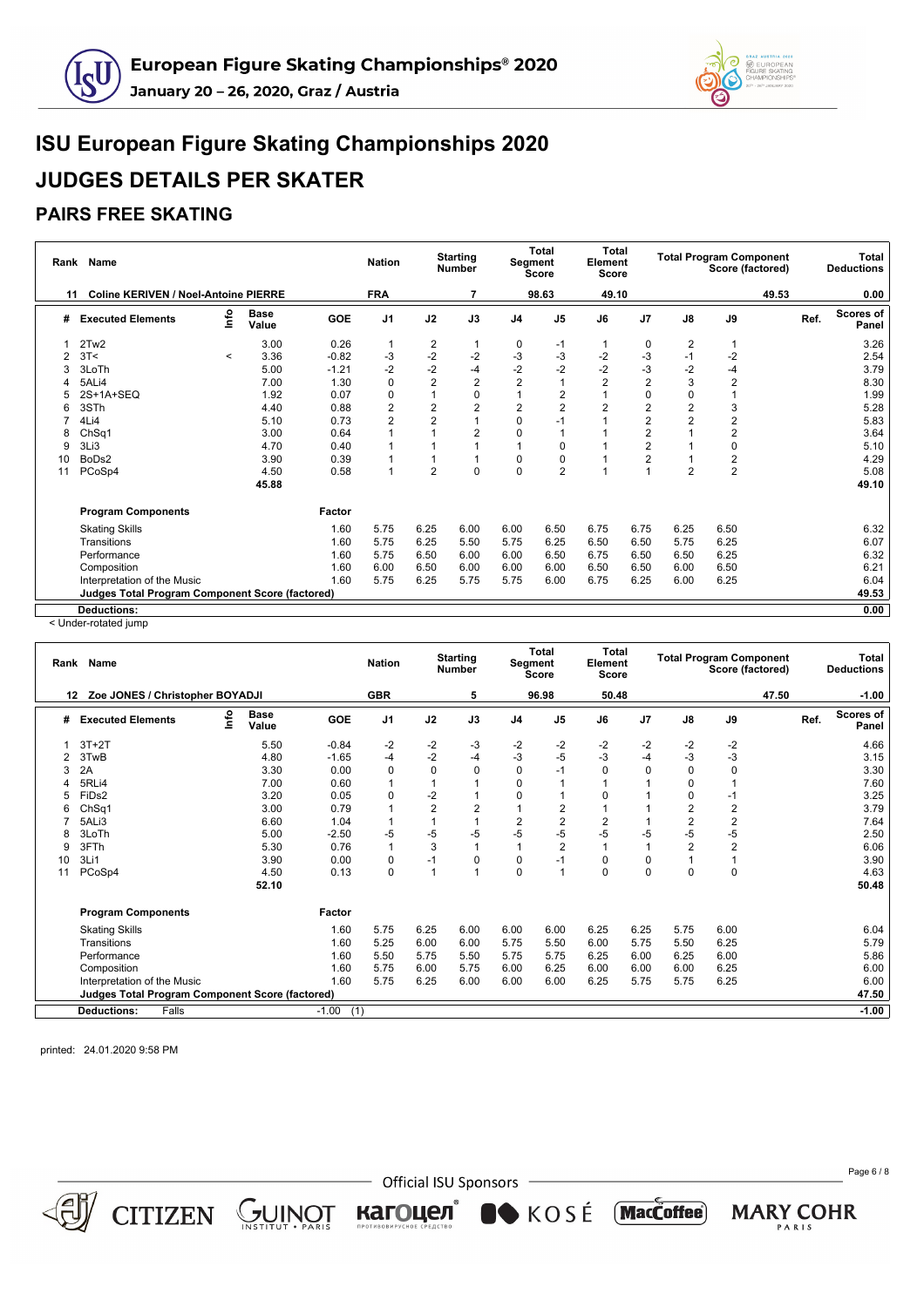# ISU European Figure Skating Championships 2020

# JUDGES DETAILS PER SKATER

## PAIRS FREE SKATING

| Rank | Name | Nation | Starting Number | Total Segment Score | Total Element Score | Total Program Component Score (factored) | Total Deductions |
|---|---|---|---|---|---|---|---|
| 11 | Coline KERIVEN / Noel-Antoine PIERRE | FRA | 7 | 98.63 | 49.10 | 49.53 | 0.00 |

| # | Executed Elements | Info | Base Value | GOE | J1 | J2 | J3 | J4 | J5 | J6 | J7 | J8 | J9 | Ref. | Scores of Panel |
|---|---|---|---|---|---|---|---|---|---|---|---|---|---|---|---|
| 1 | 2Tw2 | | 3.00 | 0.26 | 1 | 2 | 1 | 0 | -1 | 1 | 0 | 2 | 1 | | 3.26 |
| 2 | 3T< | < | 3.36 | -0.82 | -3 | -2 | -2 | -3 | -3 | -2 | -3 | -1 | -2 | | 2.54 |
| 3 | 3LoTh | | 5.00 | -1.21 | -2 | -2 | -4 | -2 | -2 | -2 | -3 | -2 | -4 | | 3.79 |
| 4 | 5ALi4 | | 7.00 | 1.30 | 0 | 2 | 2 | 2 | 1 | 2 | 2 | 3 | 2 | | 8.30 |
| 5 | 2S+1A+SEQ | | 1.92 | 0.07 | 0 | 1 | 0 | 1 | 2 | 1 | 0 | 0 | 1 | | 1.99 |
| 6 | 3STh | | 4.40 | 0.88 | 2 | 2 | 2 | 2 | 2 | 2 | 2 | 2 | 3 | | 5.28 |
| 7 | 4Li4 | | 5.10 | 0.73 | 2 | 2 | 1 | 0 | -1 | 1 | 2 | 2 | 2 | | 5.83 |
| 8 | ChSq1 | | 3.00 | 0.64 | 1 | 1 | 2 | 0 | 1 | 1 | 2 | 1 | 2 | | 3.64 |
| 9 | 3Li3 | | 4.70 | 0.40 | 1 | 1 | 1 | 1 | 0 | 1 | 2 | 1 | 0 | | 5.10 |
| 10 | BoDs2 | | 3.90 | 0.39 | 1 | 1 | 1 | 0 | 0 | 1 | 2 | 1 | 2 | | 4.29 |
| 11 | PCoSp4 | | 4.50 | 0.58 | 1 | 2 | 0 | 0 | 2 | 1 | 1 | 2 | 2 | | 5.08 |
| | | | 45.88 | | | | | | | | | | | | 49.10 |

| Program Components | Factor | J1 | J2 | J3 | J4 | J5 | J6 | J7 | J8 | J9 | Scores of Panel |
|---|---|---|---|---|---|---|---|---|---|---|---|
| Skating Skills | 1.60 | 5.75 | 6.25 | 6.00 | 6.00 | 6.50 | 6.75 | 6.75 | 6.25 | 6.50 | 6.32 |
| Transitions | 1.60 | 5.75 | 6.25 | 5.50 | 5.75 | 6.25 | 6.50 | 6.50 | 5.75 | 6.25 | 6.07 |
| Performance | 1.60 | 5.75 | 6.50 | 6.00 | 6.00 | 6.50 | 6.75 | 6.50 | 6.50 | 6.25 | 6.32 |
| Composition | 1.60 | 6.00 | 6.50 | 6.00 | 6.00 | 6.00 | 6.50 | 6.50 | 6.00 | 6.50 | 6.21 |
| Interpretation of the Music | 1.60 | 5.75 | 6.25 | 5.75 | 5.75 | 6.00 | 6.75 | 6.25 | 6.00 | 6.25 | 6.04 |
| **Judges Total Program Component Score (factored)** | | | | | | | | | | | **49.53** |
| **Deductions:** | | | | | | | | | | | **0.00** |

< Under-rotated jump

| Rank | Name | Nation | Starting Number | Total Segment Score | Total Element Score | Total Program Component Score (factored) | Total Deductions |
|---|---|---|---|---|---|---|---|
| 12 | Zoe JONES / Christopher BOYADJI | GBR | 5 | 96.98 | 50.48 | 47.50 | -1.00 |

| # | Executed Elements | Info | Base Value | GOE | J1 | J2 | J3 | J4 | J5 | J6 | J7 | J8 | J9 | Ref. | Scores of Panel |
|---|---|---|---|---|---|---|---|---|---|---|---|---|---|---|---|
| 1 | 3T+2T | | 5.50 | -0.84 | -2 | -2 | -3 | -2 | -2 | -2 | -2 | -2 | -2 | | 4.66 |
| 2 | 3TwB | | 4.80 | -1.65 | -4 | -2 | -4 | -3 | -5 | -3 | -4 | -3 | -3 | | 3.15 |
| 3 | 2A | | 3.30 | 0.00 | 0 | 0 | 0 | 0 | -1 | 0 | 0 | 0 | 0 | | 3.30 |
| 4 | 5RLi4 | | 7.00 | 0.60 | 1 | 1 | 1 | 0 | 1 | 1 | 1 | 0 | 1 | | 7.60 |
| 5 | FiDs2 | | 3.20 | 0.05 | 0 | -2 | 1 | 0 | 1 | 0 | 1 | 0 | -1 | | 3.25 |
| 6 | ChSq1 | | 3.00 | 0.79 | 1 | 2 | 2 | 1 | 2 | 1 | 1 | 2 | 2 | | 3.79 |
| 7 | 5ALi3 | | 6.60 | 1.04 | 1 | 1 | 1 | 2 | 2 | 2 | 1 | 2 | 2 | | 7.64 |
| 8 | 3LoTh | | 5.00 | -2.50 | -5 | -5 | -5 | -5 | -5 | -5 | -5 | -5 | -5 | | 2.50 |
| 9 | 3FTh | | 5.30 | 0.76 | 1 | 3 | 1 | 1 | 2 | 1 | 1 | 2 | 2 | | 6.06 |
| 10 | 3Li1 | | 3.90 | 0.00 | 0 | -1 | 0 | 0 | -1 | 0 | 0 | 1 | 1 | | 3.90 |
| 11 | PCoSp4 | | 4.50 | 0.13 | 0 | 1 | 1 | 0 | 1 | 0 | 0 | 0 | 0 | | 4.63 |
| | | | 52.10 | | | | | | | | | | | | 50.48 |

| Program Components | Factor | J1 | J2 | J3 | J4 | J5 | J6 | J7 | J8 | J9 | Scores of Panel |
|---|---|---|---|---|---|---|---|---|---|---|---|
| Skating Skills | 1.60 | 5.75 | 6.25 | 6.00 | 6.00 | 6.00 | 6.25 | 6.25 | 5.75 | 6.00 | 6.04 |
| Transitions | 1.60 | 5.25 | 6.00 | 6.00 | 5.75 | 5.50 | 6.00 | 5.75 | 5.50 | 6.25 | 5.79 |
| Performance | 1.60 | 5.50 | 5.75 | 5.50 | 5.75 | 5.75 | 6.25 | 6.00 | 6.25 | 6.00 | 5.86 |
| Composition | 1.60 | 5.75 | 6.00 | 5.75 | 6.00 | 6.25 | 6.00 | 6.00 | 6.00 | 6.25 | 6.00 |
| Interpretation of the Music | 1.60 | 5.75 | 6.25 | 6.00 | 6.00 | 6.00 | 6.25 | 5.75 | 5.75 | 6.25 | 6.00 |
| **Judges Total Program Component Score (factored)** | | | | | | | | | | | **47.50** |
| **Deductions:** Falls | -1.00 (1) | | | | | | | | | | **-1.00** |

printed: 24.01.2020 9:58 PM

Official ISU Sponsors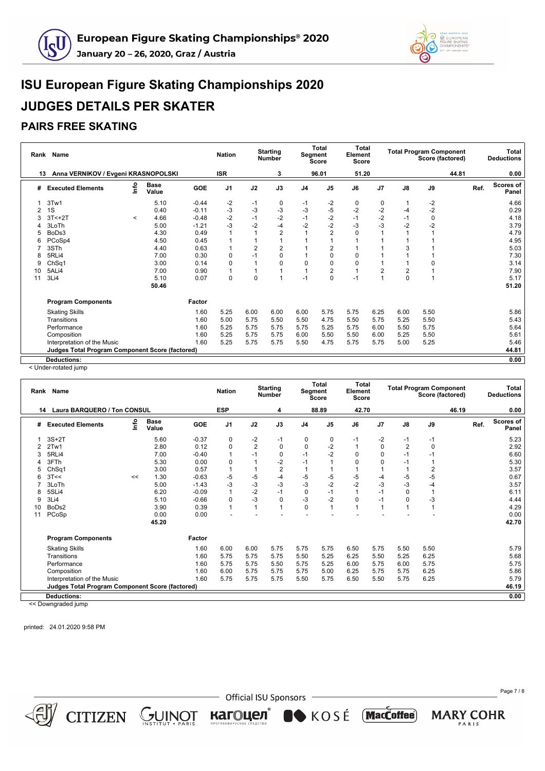# ISU European Figure Skating Championships 2020

# JUDGES DETAILS PER SKATER

## PAIRS FREE SKATING

| Rank | Name | Nation | Starting Number | Total Segment Score | Total Element Score | Total Program Component Score (factored) | Total Deductions |
|---|---|---|---|---|---|---|---|
| 13 | Anna VERNIKOV / Evgeni KRASNOPOLSKI | ISR | 3 | 96.01 | 51.20 | 44.81 | 0.00 |

| # | Executed Elements | Info | Base Value | GOE | J1 | J2 | J3 | J4 | J5 | J6 | J7 | J8 | J9 | Ref. | Scores of Panel |
|---|---|---|---|---|---|---|---|---|---|---|---|---|---|---|---|
| 1 | 3Tw1 | | 5.10 | -0.44 | -2 | -1 | 0 | -1 | -2 | 0 | 0 | 1 | -2 | | 4.66 |
| 2 | 1S | | 0.40 | -0.11 | -3 | -3 | -3 | -3 | -5 | -2 | -2 | -4 | -2 | | 0.29 |
| 3 | 3T<+2T | < | 4.66 | -0.48 | -2 | -1 | -2 | -1 | -2 | -1 | -2 | -1 | 0 | | 4.18 |
| 4 | 3LoTh | | 5.00 | -1.21 | -3 | -2 | -4 | -2 | -2 | -3 | -3 | -2 | -2 | | 3.79 |
| 5 | BoDs3 | | 4.30 | 0.49 | 1 | 1 | 2 | 1 | 2 | 0 | 1 | 1 | 1 | | 4.79 |
| 6 | PCoSp4 | | 4.50 | 0.45 | 1 | 1 | 1 | 1 | 1 | 1 | 1 | 1 | 1 | | 4.95 |
| 7 | 3STh | | 4.40 | 0.63 | 1 | 2 | 2 | 1 | 2 | 1 | 1 | 3 | 1 | | 5.03 |
| 8 | 5RLi4 | | 7.00 | 0.30 | 0 | -1 | 0 | 1 | 0 | 0 | 1 | 1 | 1 | | 7.30 |
| 9 | ChSq1 | | 3.00 | 0.14 | 0 | 1 | 0 | 0 | 0 | 0 | 1 | 1 | 0 | | 3.14 |
| 10 | 5ALi4 | | 7.00 | 0.90 | 1 | 1 | 1 | 1 | 2 | 1 | 2 | 2 | 1 | | 7.90 |
| 11 | 3Li4 | | 5.10 | 0.07 | 0 | 0 | 1 | -1 | 0 | -1 | 1 | 0 | 1 | | 5.17 |
| | | | 50.46 | | | | | | | | | | | | 51.20 |

| Program Components | Factor | J1 | J2 | J3 | J4 | J5 | J6 | J7 | J8 | J9 | Scores of Panel |
|---|---|---|---|---|---|---|---|---|---|---|---|
| Skating Skills | 1.60 | 5.25 | 6.00 | 6.00 | 6.00 | 5.75 | 5.75 | 6.25 | 6.00 | 5.50 | 5.86 |
| Transitions | 1.60 | 5.00 | 5.75 | 5.50 | 5.50 | 4.75 | 5.50 | 5.75 | 5.25 | 5.50 | 5.43 |
| Performance | 1.60 | 5.25 | 5.75 | 5.75 | 5.75 | 5.25 | 5.75 | 6.00 | 5.50 | 5.75 | 5.64 |
| Composition | 1.60 | 5.25 | 5.75 | 5.75 | 6.00 | 5.50 | 5.50 | 6.00 | 5.25 | 5.50 | 5.61 |
| Interpretation of the Music | 1.60 | 5.25 | 5.75 | 5.75 | 5.50 | 4.75 | 5.75 | 5.75 | 5.00 | 5.25 | 5.46 |
| **Judges Total Program Component Score (factored)** | | | | | | | | | | | **44.81** |
| **Deductions:** | | | | | | | | | | | **0.00** |

< Under-rotated jump

| Rank | Name | Nation | Starting Number | Total Segment Score | Total Element Score | Total Program Component Score (factored) | Total Deductions |
|---|---|---|---|---|---|---|---|
| 14 | Laura BARQUERO / Ton CONSUL | ESP | 4 | 88.89 | 42.70 | 46.19 | 0.00 |

| # | Executed Elements | Info | Base Value | GOE | J1 | J2 | J3 | J4 | J5 | J6 | J7 | J8 | J9 | Ref. | Scores of Panel |
|---|---|---|---|---|---|---|---|---|---|---|---|---|---|---|---|
| 1 | 3S+2T | | 5.60 | -0.37 | 0 | -2 | -1 | 0 | 0 | -1 | -2 | -1 | -1 | | 5.23 |
| 2 | 2Tw1 | | 2.80 | 0.12 | 0 | 2 | 0 | 0 | -2 | 1 | 0 | 2 | 0 | | 2.92 |
| 3 | 5RLi4 | | 7.00 | -0.40 | 1 | -1 | 0 | -1 | -2 | 0 | 0 | -1 | -1 | | 6.60 |
| 4 | 3FTh | | 5.30 | 0.00 | 0 | 1 | -2 | -1 | 1 | 0 | 0 | -1 | 1 | | 5.30 |
| 5 | ChSq1 | | 3.00 | 0.57 | 1 | 1 | 2 | 1 | 1 | 1 | 1 | 1 | 2 | | 3.57 |
| 6 | 3T<< | << | 1.30 | -0.63 | -5 | -5 | -4 | -5 | -5 | -5 | -4 | -5 | -5 | | 0.67 |
| 7 | 3LoTh | | 5.00 | -1.43 | -3 | -3 | -3 | -3 | -2 | -2 | -3 | -3 | -4 | | 3.57 |
| 8 | 5SLi4 | | 6.20 | -0.09 | 1 | -2 | -1 | 0 | -1 | 1 | -1 | 0 | 1 | | 6.11 |
| 9 | 3Li4 | | 5.10 | -0.66 | 0 | -3 | 0 | -3 | -2 | 0 | -1 | 0 | -3 | | 4.44 |
| 10 | BoDs2 | | 3.90 | 0.39 | 1 | 1 | 1 | 0 | 1 | 1 | 1 | 1 | 1 | | 4.29 |
| 11 | PCoSp | | 0.00 | 0.00 | - | - | - | - | - | - | - | - | - | | 0.00 |
| | | | 45.20 | | | | | | | | | | | | 42.70 |

| Program Components | Factor | J1 | J2 | J3 | J4 | J5 | J6 | J7 | J8 | J9 | Scores of Panel |
|---|---|---|---|---|---|---|---|---|---|---|---|
| Skating Skills | 1.60 | 6.00 | 6.00 | 5.75 | 5.75 | 5.75 | 6.50 | 5.75 | 5.50 | 5.50 | 5.79 |
| Transitions | 1.60 | 5.75 | 5.75 | 5.75 | 5.50 | 5.25 | 6.25 | 5.50 | 5.25 | 6.25 | 5.68 |
| Performance | 1.60 | 5.75 | 5.75 | 5.50 | 5.75 | 5.25 | 6.00 | 5.75 | 6.00 | 5.75 | 5.75 |
| Composition | 1.60 | 6.00 | 5.75 | 5.75 | 5.75 | 5.00 | 6.25 | 5.75 | 5.75 | 6.25 | 5.86 |
| Interpretation of the Music | 1.60 | 5.75 | 5.75 | 5.75 | 5.50 | 5.75 | 6.50 | 5.50 | 5.75 | 6.25 | 5.79 |
| **Judges Total Program Component Score (factored)** | | | | | | | | | | | **46.19** |
| **Deductions:** | | | | | | | | | | | **0.00** |

<< Downgraded jump

printed: 24.01.2020 9:58 PM

Official ISU Sponsors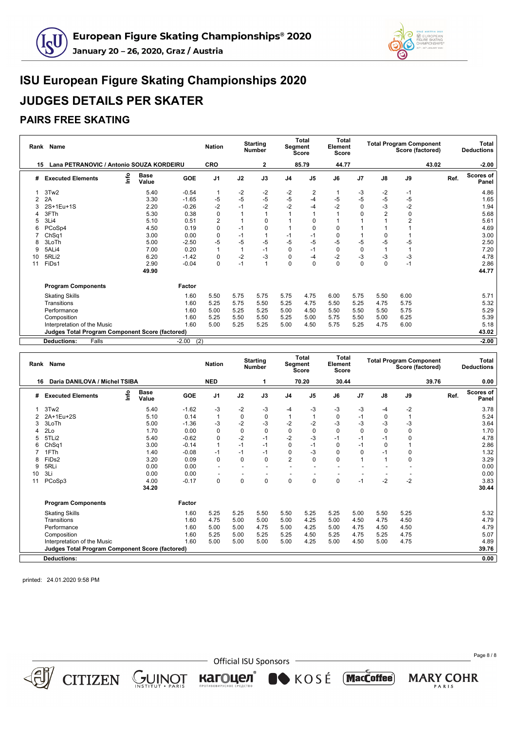# ISU European Figure Skating Championships 2020

## JUDGES DETAILS PER SKATER

### PAIRS FREE SKATING

| Rank | Name | Nation | Starting Number | Total Segment Score | Total Element Score | Total Program Component Score (factored) | Total Deductions |
|---|---|---|---|---|---|---|---|
| 15 | Lana PETRANOVIC / Antonio SOUZA KORDEIRU | CRO | 2 | 85.79 | 44.77 | 43.02 | -2.00 |

| # | Executed Elements | Info | Base Value | GOE | J1 | J2 | J3 | J4 | J5 | J6 | J7 | J8 | J9 | Ref. | Scores of Panel |
|---|---|---|---|---|---|---|---|---|---|---|---|---|---|---|---|
| 1 | 3Tw2 | | 5.40 | -0.54 | 1 | -2 | -2 | -2 | 2 | 1 | -3 | -2 | -1 | | 4.86 |
| 2 | 2A | | 3.30 | -1.65 | -5 | -5 | -5 | -5 | -4 | -5 | -5 | -5 | -5 | | 1.65 |
| 3 | 2S+1Eu+1S | | 2.20 | -0.26 | -2 | -1 | -2 | -2 | -4 | -2 | 0 | -3 | -2 | | 1.94 |
| 4 | 3FTh | | 5.30 | 0.38 | 0 | 1 | 1 | 1 | 1 | 1 | 0 | 2 | 0 | | 5.68 |
| 5 | 3Li4 | | 5.10 | 0.51 | 2 | 1 | 0 | 1 | 0 | 1 | 1 | 1 | 2 | | 5.61 |
| 6 | PCoSp4 | | 4.50 | 0.19 | 0 | -1 | 0 | 1 | 0 | 0 | 1 | 1 | 1 | | 4.69 |
| 7 | ChSq1 | | 3.00 | 0.00 | 0 | -1 | 1 | -1 | -1 | 0 | 1 | 0 | 1 | | 3.00 |
| 8 | 3LoTh | | 5.00 | -2.50 | -5 | -5 | -5 | -5 | -5 | -5 | -5 | -5 | -5 | | 2.50 |
| 9 | 5ALi4 | | 7.00 | 0.20 | 1 | 1 | -1 | 0 | -1 | 0 | 0 | 1 | 1 | | 7.20 |
| 10 | 5RLi2 | | 6.20 | -1.42 | 0 | -2 | -3 | 0 | -4 | -2 | -3 | -3 | -3 | | 4.78 |
| 11 | FiDs1 | | 2.90 | -0.04 | 0 | -1 | 1 | 0 | 0 | 0 | 0 | 0 | -1 | | 2.86 |
| | | | 49.90 | | | | | | | | | | | | 44.77 |

| Program Components | Factor | J1 | J2 | J3 | J4 | J5 | J6 | J7 | J8 | J9 | Scores of Panel |
|---|---|---|---|---|---|---|---|---|---|---|---|
| Skating Skills | 1.60 | 5.50 | 5.75 | 5.75 | 5.75 | 4.75 | 6.00 | 5.75 | 5.50 | 6.00 | 5.71 |
| Transitions | 1.60 | 5.25 | 5.75 | 5.50 | 5.25 | 4.75 | 5.50 | 5.25 | 4.75 | 5.75 | 5.32 |
| Performance | 1.60 | 5.00 | 5.25 | 5.25 | 5.00 | 4.50 | 5.50 | 5.50 | 5.50 | 5.75 | 5.29 |
| Composition | 1.60 | 5.25 | 5.50 | 5.50 | 5.25 | 5.00 | 5.75 | 5.50 | 5.00 | 6.25 | 5.39 |
| Interpretation of the Music | 1.60 | 5.00 | 5.25 | 5.25 | 5.00 | 4.50 | 5.75 | 5.25 | 4.75 | 6.00 | 5.18 |
| **Judges Total Program Component Score (factored)** | | | | | | | | | | | **43.02** |
| **Deductions:** Falls | -2.00 (2) | | | | | | | | | | **-2.00** |

| Rank | Name | Nation | Starting Number | Total Segment Score | Total Element Score | Total Program Component Score (factored) | Total Deductions |
|---|---|---|---|---|---|---|---|
| 16 | Daria DANILOVA / Michel TSIBA | NED | 1 | 70.20 | 30.44 | 39.76 | 0.00 |

| # | Executed Elements | Info | Base Value | GOE | J1 | J2 | J3 | J4 | J5 | J6 | J7 | J8 | J9 | Ref. | Scores of Panel |
|---|---|---|---|---|---|---|---|---|---|---|---|---|---|---|---|
| 1 | 3Tw2 | | 5.40 | -1.62 | -3 | -2 | -3 | -4 | -3 | -3 | -3 | -4 | -2 | | 3.78 |
| 2 | 2A+1Eu+2S | | 5.10 | 0.14 | 1 | 0 | 0 | 1 | 1 | 0 | -1 | 0 | 1 | | 5.24 |
| 3 | 3LoTh | | 5.00 | -1.36 | -3 | -2 | -3 | -2 | -2 | -3 | -3 | -3 | -3 | | 3.64 |
| 4 | 2Lo | | 1.70 | 0.00 | 0 | 0 | 0 | 0 | 0 | 0 | 0 | 0 | 0 | | 1.70 |
| 5 | 5TLi2 | | 5.40 | -0.62 | 0 | -2 | -1 | -2 | -3 | -1 | -1 | -1 | 0 | | 4.78 |
| 6 | ChSq1 | | 3.00 | -0.14 | 1 | -1 | -1 | 0 | -1 | 0 | -1 | 0 | 1 | | 2.86 |
| 7 | 1FTh | | 1.40 | -0.08 | -1 | -1 | -1 | 0 | -3 | 0 | 0 | -1 | 0 | | 1.32 |
| 8 | FiDs2 | | 3.20 | 0.09 | 0 | 0 | 0 | 2 | 0 | 0 | 1 | 1 | 0 | | 3.29 |
| 9 | 5RLi | | 0.00 | 0.00 | - | - | - | - | - | - | - | - | - | | 0.00 |
| 10 | 3Li | | 0.00 | 0.00 | - | - | - | - | - | - | - | - | - | | 0.00 |
| 11 | PCoSp3 | | 4.00 | -0.17 | 0 | 0 | 0 | 0 | 0 | 0 | -1 | -2 | -2 | | 3.83 |
| | | | 34.20 | | | | | | | | | | | | 30.44 |

| Program Components | Factor | J1 | J2 | J3 | J4 | J5 | J6 | J7 | J8 | J9 | Scores of Panel |
|---|---|---|---|---|---|---|---|---|---|---|---|
| Skating Skills | 1.60 | 5.25 | 5.25 | 5.50 | 5.50 | 5.25 | 5.25 | 5.00 | 5.50 | 5.25 | 5.32 |
| Transitions | 1.60 | 4.75 | 5.00 | 5.00 | 5.00 | 4.25 | 5.00 | 4.50 | 4.75 | 4.50 | 4.79 |
| Performance | 1.60 | 5.00 | 5.00 | 4.75 | 5.00 | 4.25 | 5.00 | 4.75 | 4.50 | 4.50 | 4.79 |
| Composition | 1.60 | 5.25 | 5.00 | 5.25 | 5.25 | 4.50 | 5.25 | 4.75 | 5.25 | 4.75 | 5.07 |
| Interpretation of the Music | 1.60 | 5.00 | 5.00 | 5.00 | 5.00 | 4.25 | 5.00 | 4.50 | 5.00 | 4.75 | 4.89 |
| **Judges Total Program Component Score (factored)** | | | | | | | | | | | **39.76** |
| **Deductions:** | | | | | | | | | | | **0.00** |

printed: 24.01.2020 9:58 PM